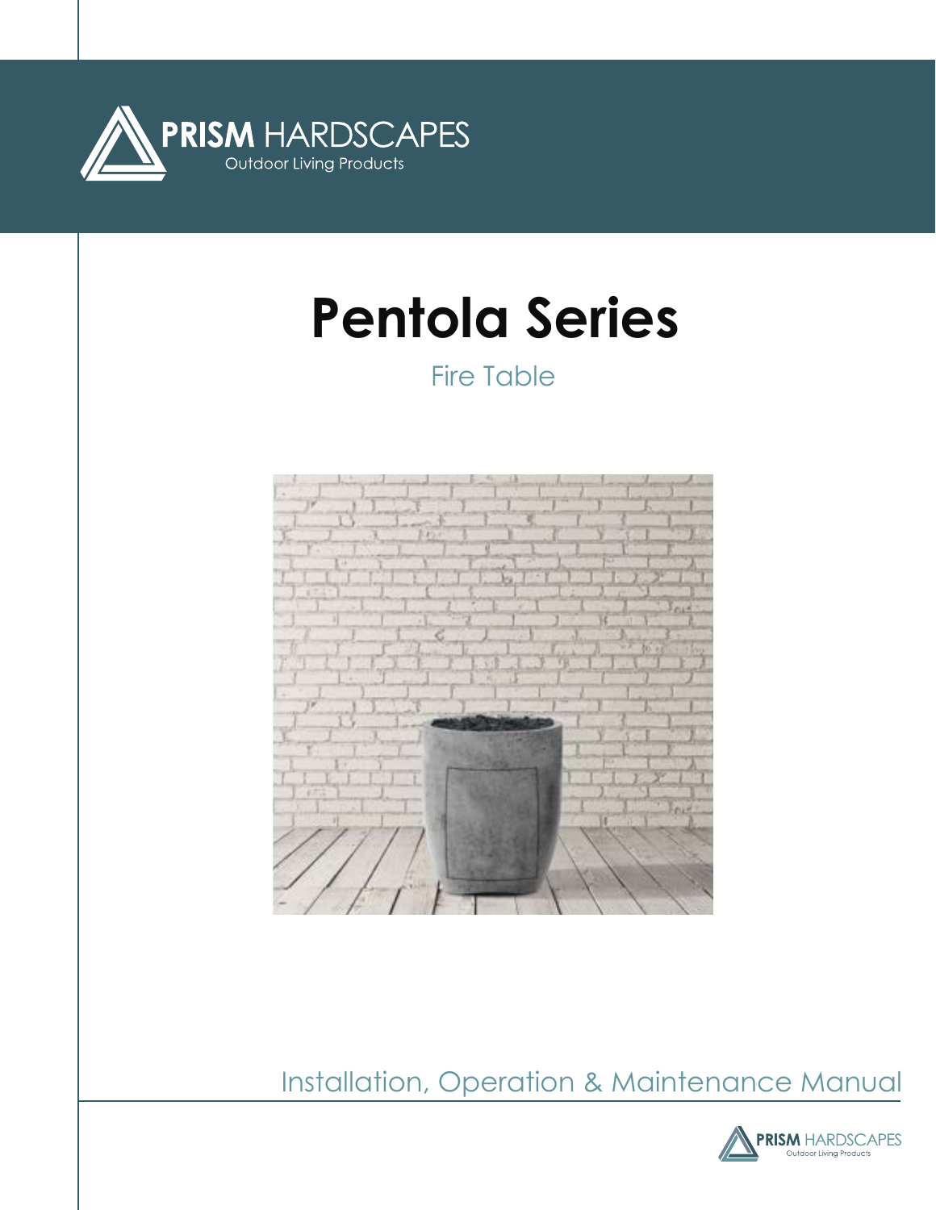PRISM HARDSCAPES
Outdoor Living Products

# Pentola Series

Fire Table

Installation, Operation & Maintenance Manual

PRISM HARDSCAPES
Outdoor Living Products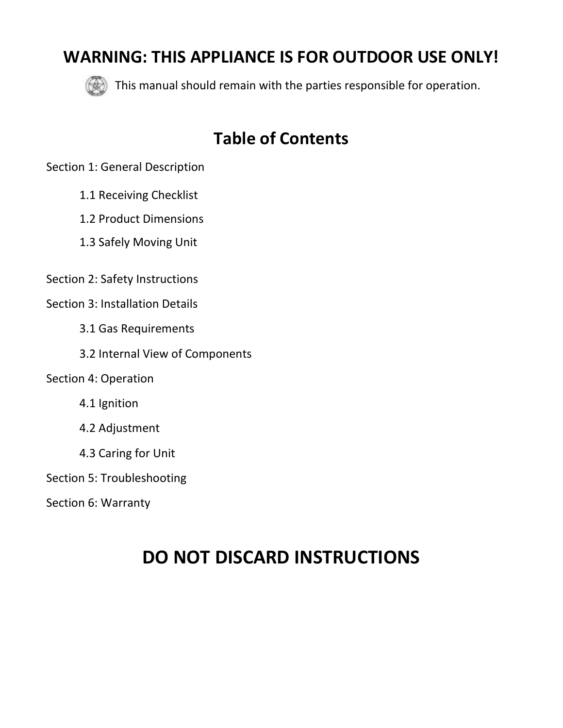## WARNING: THIS APPLIANCE IS FOR OUTDOOR USE ONLY!

This manual should remain with the parties responsible for operation.

## Table of Contents

Section 1: General Description

- 1.1 Receiving Checklist
- 1.2 Product Dimensions
- 1.3 Safely Moving Unit

Section 2: Safety Instructions

Section 3: Installation Details

- 3.1 Gas Requirements
- 3.2 Internal View of Components

Section 4: Operation

- 4.1 Ignition
- 4.2 Adjustment
- 4.3 Caring for Unit

Section 5: Troubleshooting

Section 6: Warranty

# DO NOT DISCARD INSTRUCTIONS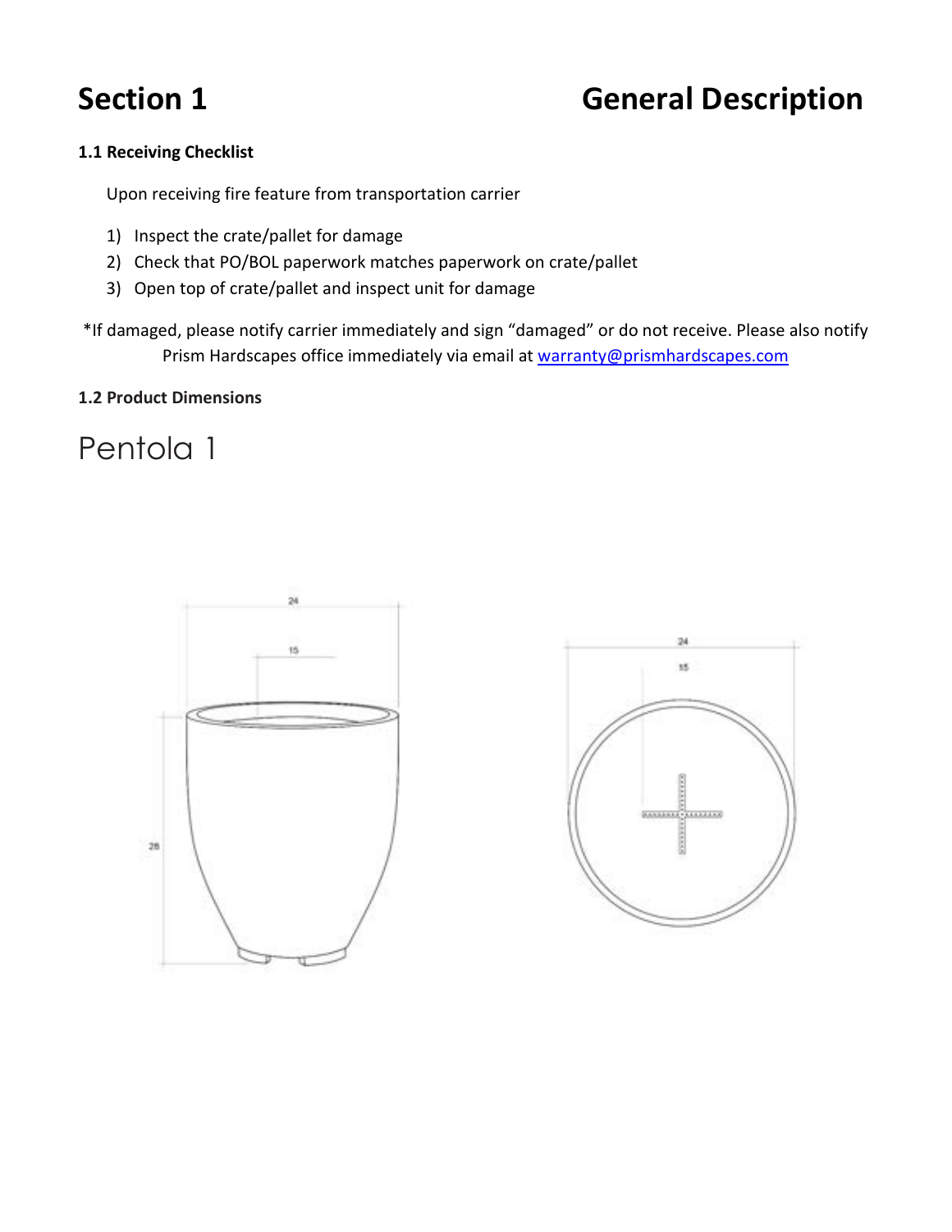# Section 1 General Description

### 1.1 Receiving Checklist

Upon receiving fire feature from transportation carrier

1) Inspect the crate/pallet for damage
2) Check that PO/BOL paperwork matches paperwork on crate/pallet
3) Open top of crate/pallet and inspect unit for damage

*If damaged, please notify carrier immediately and sign "damaged" or do not receive. Please also notify Prism Hardscapes office immediately via email at warranty@prismhardscapes.com

### 1.2 Product Dimensions

## Pentola 1

24

15

28

24

15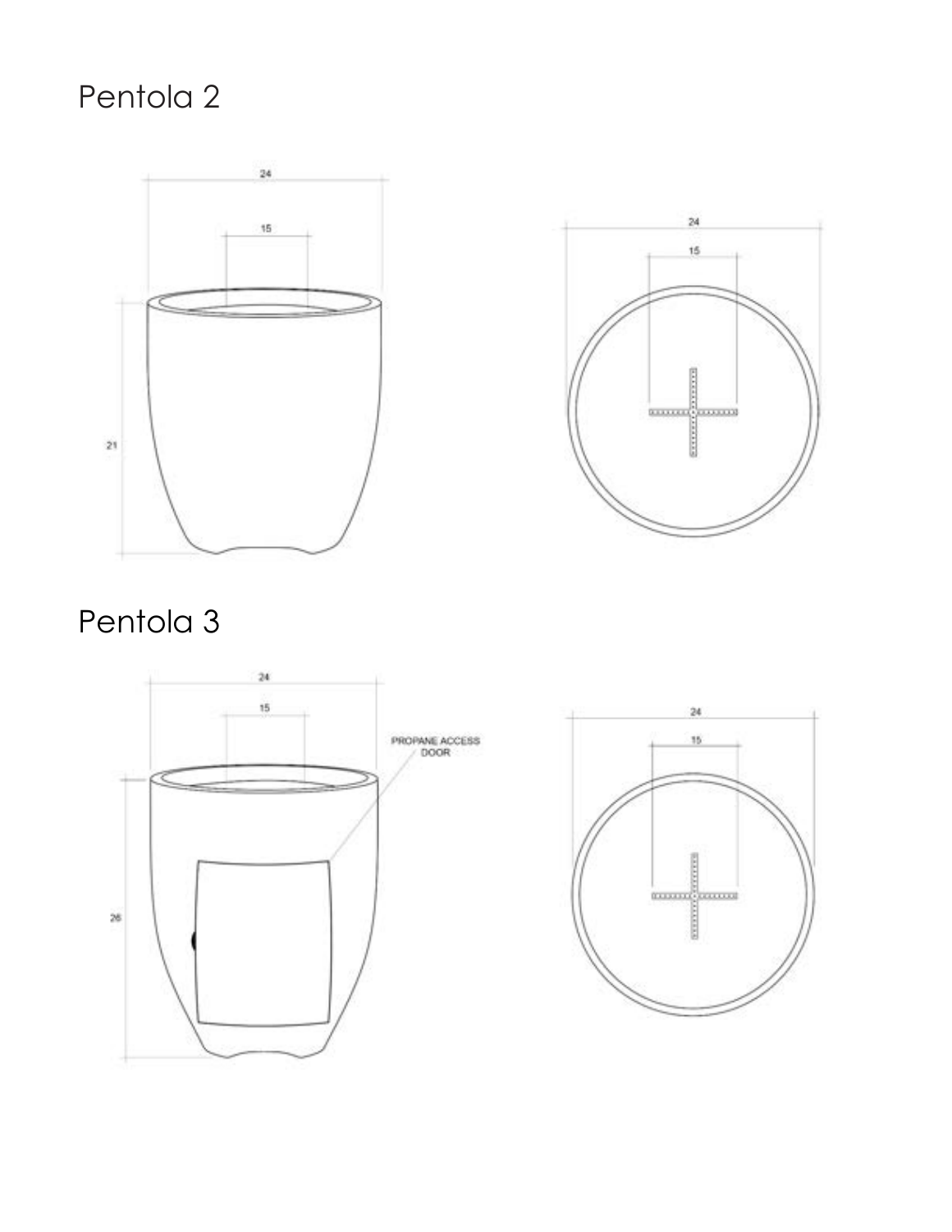## Pentola 2

24

15

21

24

15

## Pentola 3

24

15

PROPANE ACCESS DOOR

26

24

15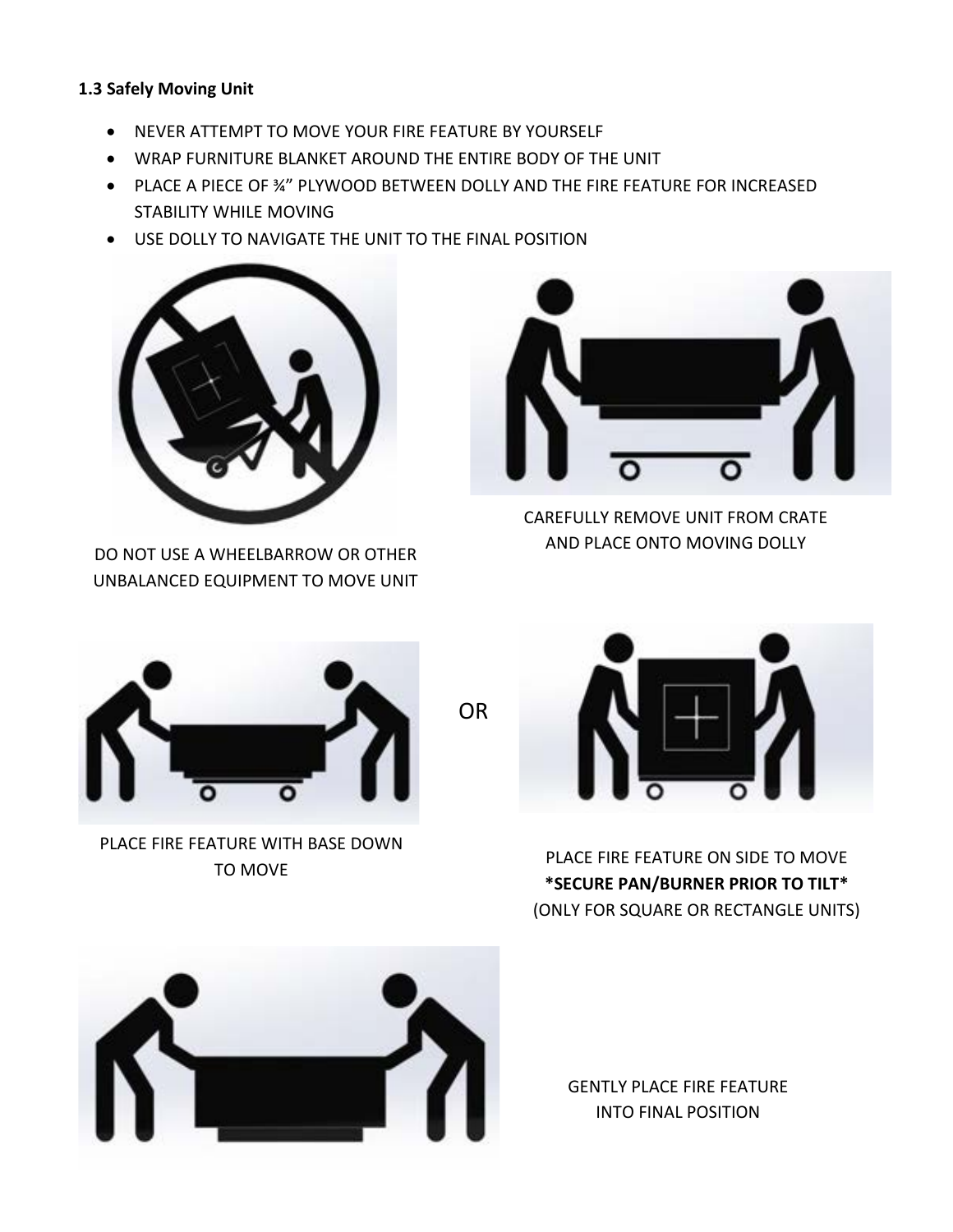### 1.3 Safely Moving Unit

- NEVER ATTEMPT TO MOVE YOUR FIRE FEATURE BY YOURSELF
- WRAP FURNITURE BLANKET AROUND THE ENTIRE BODY OF THE UNIT
- PLACE A PIECE OF ¾" PLYWOOD BETWEEN DOLLY AND THE FIRE FEATURE FOR INCREASED STABILITY WHILE MOVING
- USE DOLLY TO NAVIGATE THE UNIT TO THE FINAL POSITION

DO NOT USE A WHEELBARROW OR OTHER UNBALANCED EQUIPMENT TO MOVE UNIT

CAREFULLY REMOVE UNIT FROM CRATE AND PLACE ONTO MOVING DOLLY

PLACE FIRE FEATURE WITH BASE DOWN TO MOVE

OR

PLACE FIRE FEATURE ON SIDE TO MOVE
**\*SECURE PAN/BURNER PRIOR TO TILT\***
(ONLY FOR SQUARE OR RECTANGLE UNITS)

GENTLY PLACE FIRE FEATURE INTO FINAL POSITION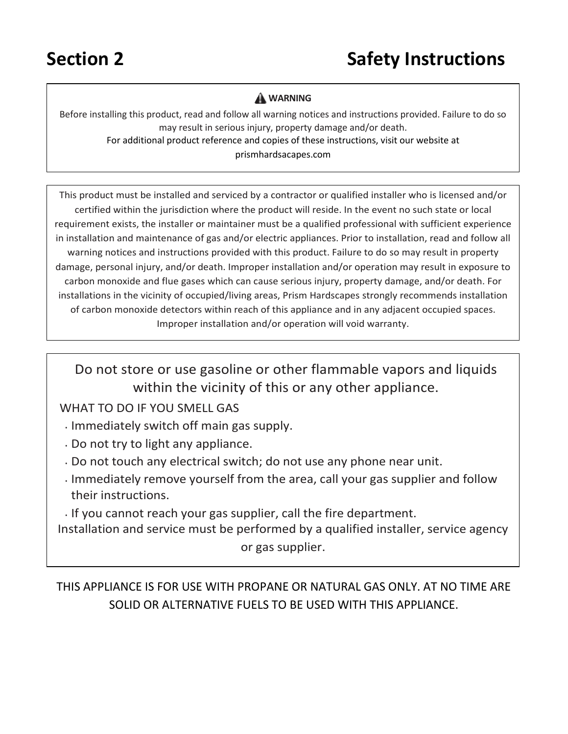# Section 2 Safety Instructions

⚠ **WARNING**

Before installing this product, read and follow all warning notices and instructions provided. Failure to do so may result in serious injury, property damage and/or death.

For additional product reference and copies of these instructions, visit our website at prismhardsacapes.com

This product must be installed and serviced by a contractor or qualified installer who is licensed and/or certified within the jurisdiction where the product will reside. In the event no such state or local requirement exists, the installer or maintainer must be a qualified professional with sufficient experience in installation and maintenance of gas and/or electric appliances. Prior to installation, read and follow all warning notices and instructions provided with this product. Failure to do so may result in property damage, personal injury, and/or death. Improper installation and/or operation may result in exposure to carbon monoxide and flue gases which can cause serious injury, property damage, and/or death. For installations in the vicinity of occupied/living areas, Prism Hardscapes strongly recommends installation of carbon monoxide detectors within reach of this appliance and in any adjacent occupied spaces. Improper installation and/or operation will void warranty.

Do not store or use gasoline or other flammable vapors and liquids within the vicinity of this or any other appliance.

WHAT TO DO IF YOU SMELL GAS

- Immediately switch off main gas supply.
- Do not try to light any appliance.
- Do not touch any electrical switch; do not use any phone near unit.
- Immediately remove yourself from the area, call your gas supplier and follow their instructions.
- If you cannot reach your gas supplier, call the fire department.

Installation and service must be performed by a qualified installer, service agency or gas supplier.

THIS APPLIANCE IS FOR USE WITH PROPANE OR NATURAL GAS ONLY. AT NO TIME ARE SOLID OR ALTERNATIVE FUELS TO BE USED WITH THIS APPLIANCE.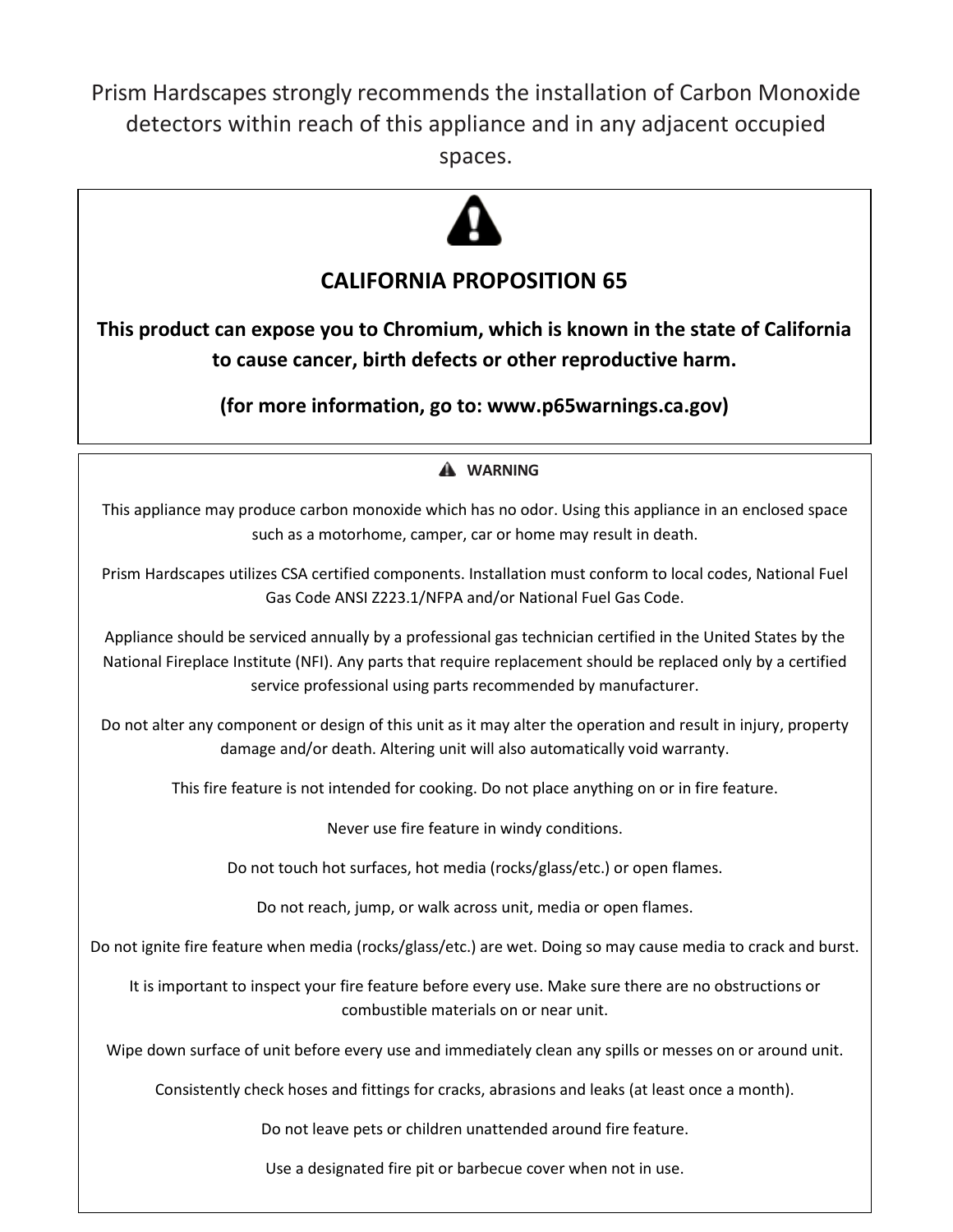Prism Hardscapes strongly recommends the installation of Carbon Monoxide detectors within reach of this appliance and in any adjacent occupied spaces.

## CALIFORNIA PROPOSITION 65

**This product can expose you to Chromium, which is known in the state of California to cause cancer, birth defects or other reproductive harm.**

**(for more information, go to: www.p65warnings.ca.gov)**

**WARNING**

This appliance may produce carbon monoxide which has no odor. Using this appliance in an enclosed space such as a motorhome, camper, car or home may result in death.

Prism Hardscapes utilizes CSA certified components. Installation must conform to local codes, National Fuel Gas Code ANSI Z223.1/NFPA and/or National Fuel Gas Code.

Appliance should be serviced annually by a professional gas technician certified in the United States by the National Fireplace Institute (NFI). Any parts that require replacement should be replaced only by a certified service professional using parts recommended by manufacturer.

Do not alter any component or design of this unit as it may alter the operation and result in injury, property damage and/or death. Altering unit will also automatically void warranty.

This fire feature is not intended for cooking. Do not place anything on or in fire feature.

Never use fire feature in windy conditions.

Do not touch hot surfaces, hot media (rocks/glass/etc.) or open flames.

Do not reach, jump, or walk across unit, media or open flames.

Do not ignite fire feature when media (rocks/glass/etc.) are wet. Doing so may cause media to crack and burst.

It is important to inspect your fire feature before every use. Make sure there are no obstructions or combustible materials on or near unit.

Wipe down surface of unit before every use and immediately clean any spills or messes on or around unit.

Consistently check hoses and fittings for cracks, abrasions and leaks (at least once a month).

Do not leave pets or children unattended around fire feature.

Use a designated fire pit or barbecue cover when not in use.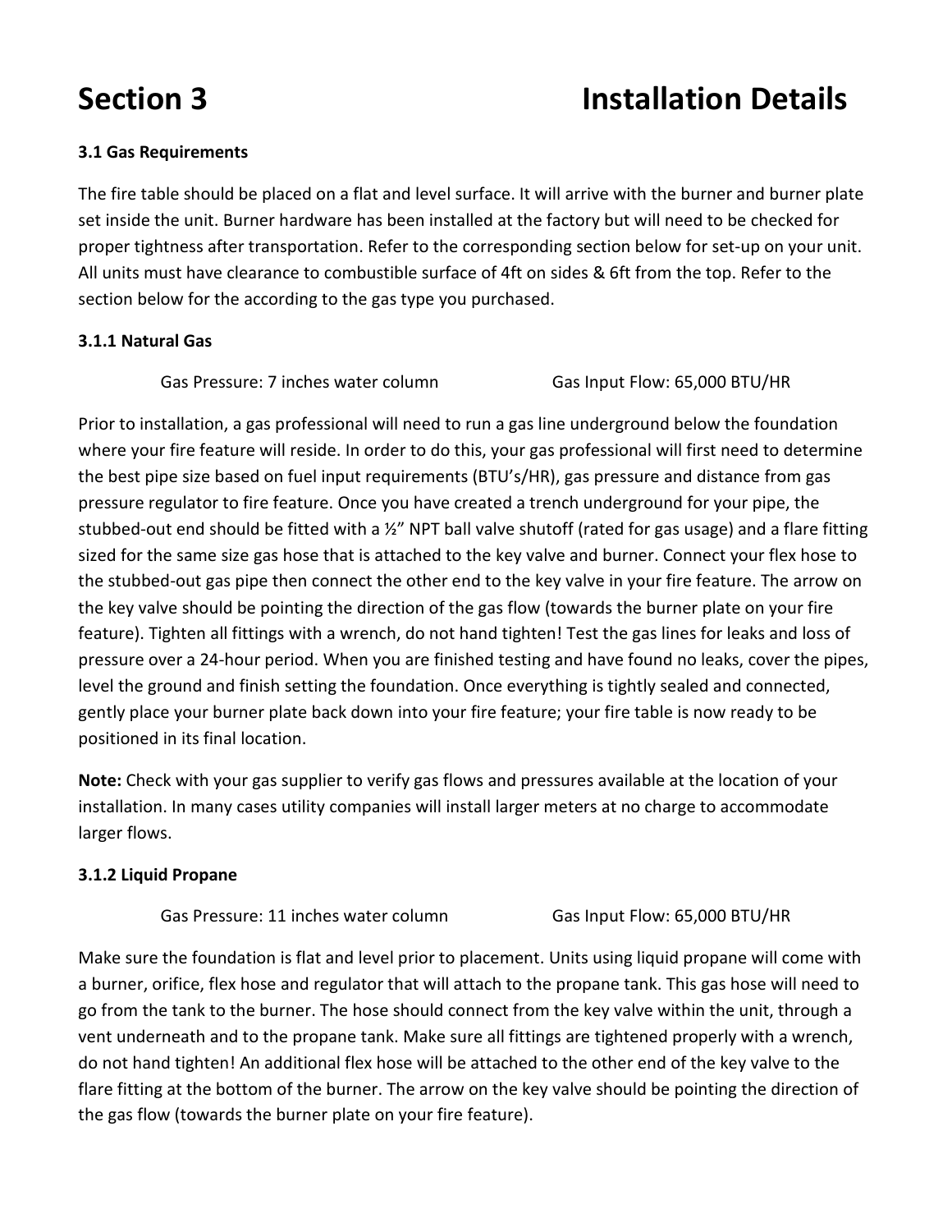# Section 3 Installation Details

### 3.1 Gas Requirements

The fire table should be placed on a flat and level surface. It will arrive with the burner and burner plate set inside the unit. Burner hardware has been installed at the factory but will need to be checked for proper tightness after transportation. Refer to the corresponding section below for set-up on your unit. All units must have clearance to combustible surface of 4ft on sides & 6ft from the top. Refer to the section below for the according to the gas type you purchased.

#### 3.1.1 Natural Gas

Gas Pressure: 7 inches water column Gas Input Flow: 65,000 BTU/HR

Prior to installation, a gas professional will need to run a gas line underground below the foundation where your fire feature will reside. In order to do this, your gas professional will first need to determine the best pipe size based on fuel input requirements (BTU's/HR), gas pressure and distance from gas pressure regulator to fire feature. Once you have created a trench underground for your pipe, the stubbed-out end should be fitted with a ½" NPT ball valve shutoff (rated for gas usage) and a flare fitting sized for the same size gas hose that is attached to the key valve and burner. Connect your flex hose to the stubbed-out gas pipe then connect the other end to the key valve in your fire feature. The arrow on the key valve should be pointing the direction of the gas flow (towards the burner plate on your fire feature). Tighten all fittings with a wrench, do not hand tighten! Test the gas lines for leaks and loss of pressure over a 24-hour period. When you are finished testing and have found no leaks, cover the pipes, level the ground and finish setting the foundation. Once everything is tightly sealed and connected, gently place your burner plate back down into your fire feature; your fire table is now ready to be positioned in its final location.

**Note:** Check with your gas supplier to verify gas flows and pressures available at the location of your installation. In many cases utility companies will install larger meters at no charge to accommodate larger flows.

#### 3.1.2 Liquid Propane

Gas Pressure: 11 inches water column Gas Input Flow: 65,000 BTU/HR

Make sure the foundation is flat and level prior to placement. Units using liquid propane will come with a burner, orifice, flex hose and regulator that will attach to the propane tank. This gas hose will need to go from the tank to the burner. The hose should connect from the key valve within the unit, through a vent underneath and to the propane tank. Make sure all fittings are tightened properly with a wrench, do not hand tighten! An additional flex hose will be attached to the other end of the key valve to the flare fitting at the bottom of the burner. The arrow on the key valve should be pointing the direction of the gas flow (towards the burner plate on your fire feature).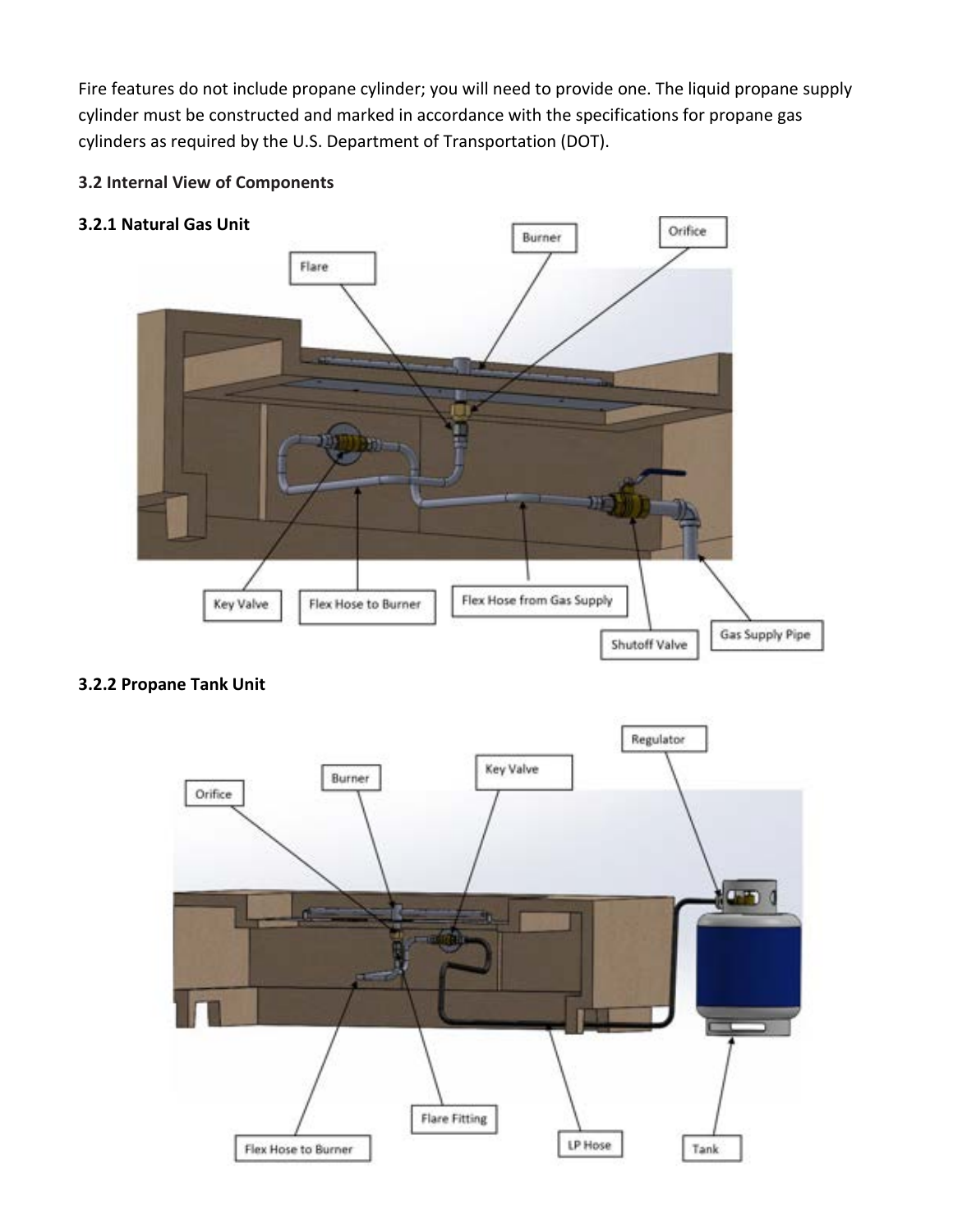Fire features do not include propane cylinder; you will need to provide one. The liquid propane supply cylinder must be constructed and marked in accordance with the specifications for propane gas cylinders as required by the U.S. Department of Transportation (DOT).

### 3.2 Internal View of Components

#### 3.2.1 Natural Gas Unit

#### 3.2.2 Propane Tank Unit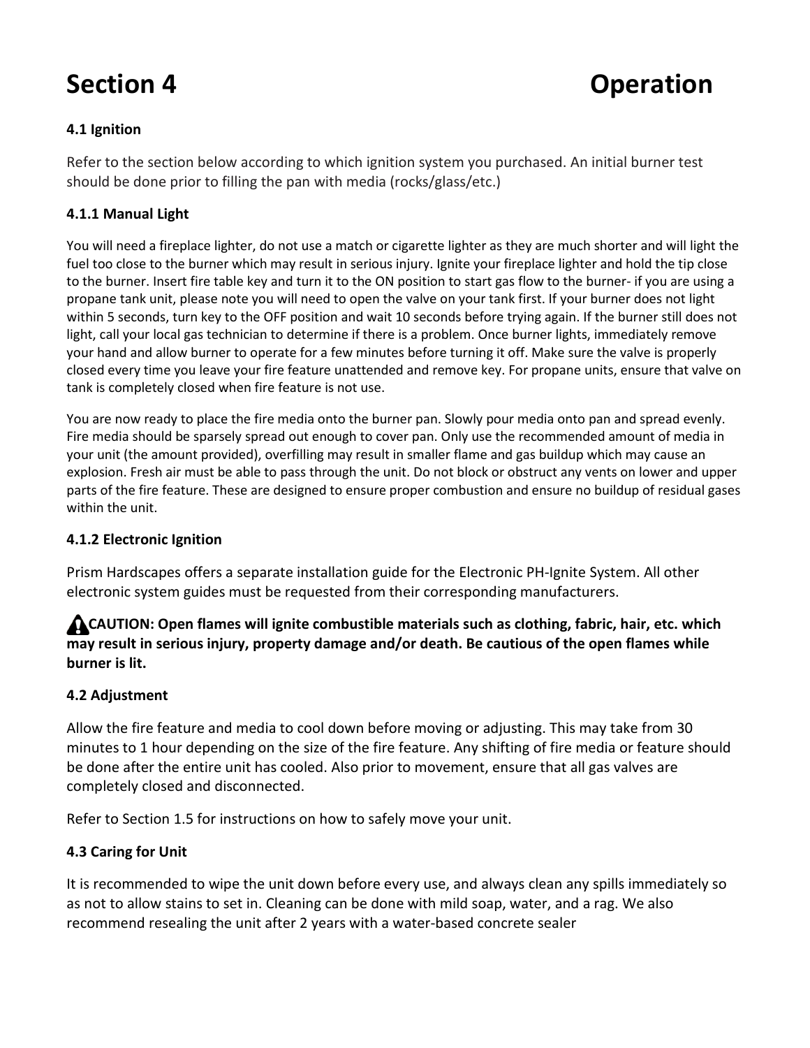# Section 4 Operation

### 4.1 Ignition

Refer to the section below according to which ignition system you purchased. An initial burner test should be done prior to filling the pan with media (rocks/glass/etc.)

### 4.1.1 Manual Light

You will need a fireplace lighter, do not use a match or cigarette lighter as they are much shorter and will light the fuel too close to the burner which may result in serious injury. Ignite your fireplace lighter and hold the tip close to the burner. Insert fire table key and turn it to the ON position to start gas flow to the burner- if you are using a propane tank unit, please note you will need to open the valve on your tank first. If your burner does not light within 5 seconds, turn key to the OFF position and wait 10 seconds before trying again. If the burner still does not light, call your local gas technician to determine if there is a problem. Once burner lights, immediately remove your hand and allow burner to operate for a few minutes before turning it off. Make sure the valve is properly closed every time you leave your fire feature unattended and remove key. For propane units, ensure that valve on tank is completely closed when fire feature is not use.

You are now ready to place the fire media onto the burner pan. Slowly pour media onto pan and spread evenly. Fire media should be sparsely spread out enough to cover pan. Only use the recommended amount of media in your unit (the amount provided), overfilling may result in smaller flame and gas buildup which may cause an explosion. Fresh air must be able to pass through the unit. Do not block or obstruct any vents on lower and upper parts of the fire feature. These are designed to ensure proper combustion and ensure no buildup of residual gases within the unit.

### 4.1.2 Electronic Ignition

Prism Hardscapes offers a separate installation guide for the Electronic PH-Ignite System. All other electronic system guides must be requested from their corresponding manufacturers.

**⚠CAUTION: Open flames will ignite combustible materials such as clothing, fabric, hair, etc. which may result in serious injury, property damage and/or death. Be cautious of the open flames while burner is lit.**

### 4.2 Adjustment

Allow the fire feature and media to cool down before moving or adjusting. This may take from 30 minutes to 1 hour depending on the size of the fire feature. Any shifting of fire media or feature should be done after the entire unit has cooled. Also prior to movement, ensure that all gas valves are completely closed and disconnected.

Refer to Section 1.5 for instructions on how to safely move your unit.

### 4.3 Caring for Unit

It is recommended to wipe the unit down before every use, and always clean any spills immediately so as not to allow stains to set in. Cleaning can be done with mild soap, water, and a rag. We also recommend resealing the unit after 2 years with a water-based concrete sealer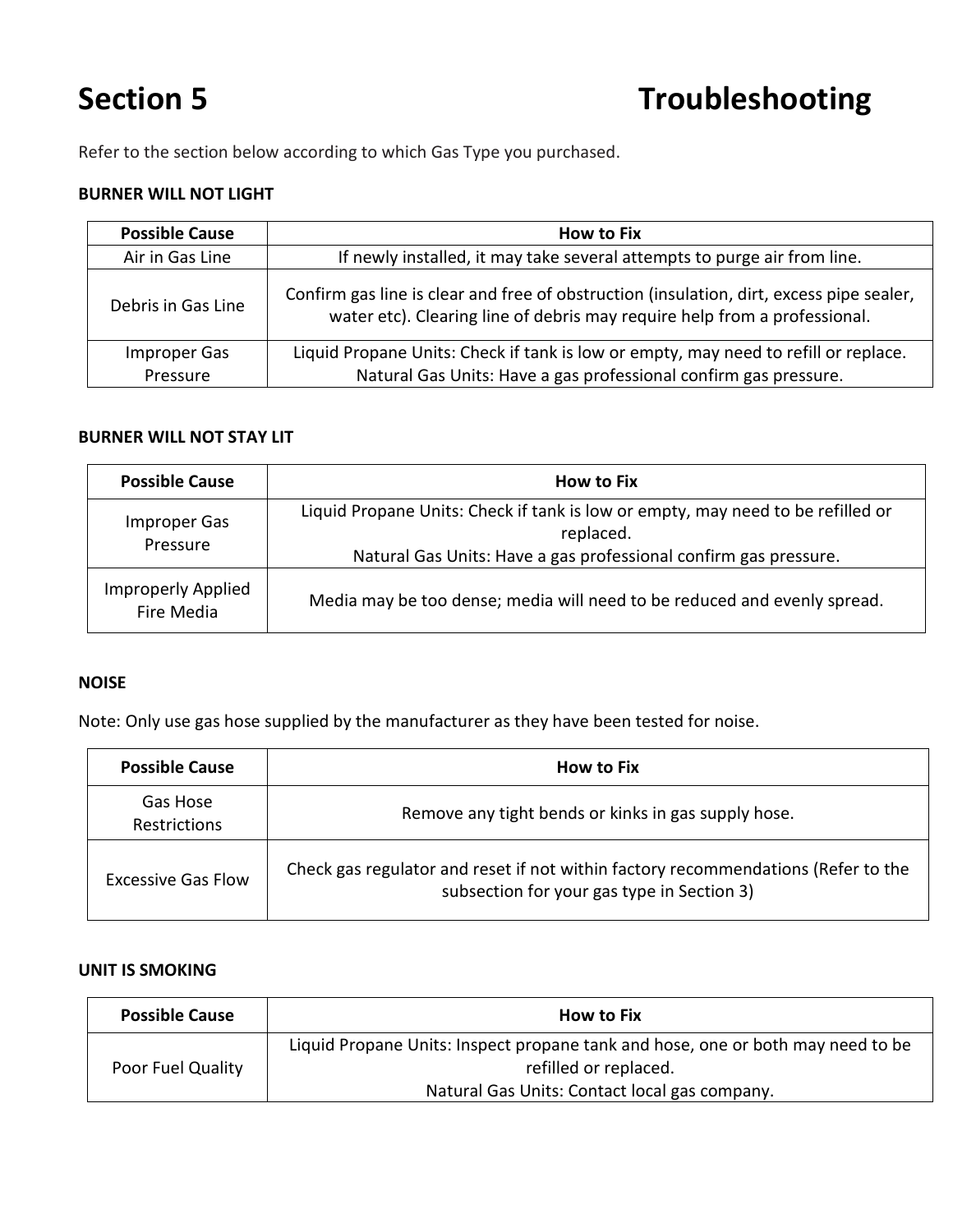# Section 5 Troubleshooting

Refer to the section below according to which Gas Type you purchased.

**BURNER WILL NOT LIGHT**

| Possible Cause | How to Fix |
|---|---|
| Air in Gas Line | If newly installed, it may take several attempts to purge air from line. |
| Debris in Gas Line | Confirm gas line is clear and free of obstruction (insulation, dirt, excess pipe sealer, water etc). Clearing line of debris may require help from a professional. |
| Improper Gas Pressure | Liquid Propane Units: Check if tank is low or empty, may need to refill or replace.<br>Natural Gas Units: Have a gas professional confirm gas pressure. |

**BURNER WILL NOT STAY LIT**

| Possible Cause | How to Fix |
|---|---|
| Improper Gas Pressure | Liquid Propane Units: Check if tank is low or empty, may need to be refilled or replaced.<br>Natural Gas Units: Have a gas professional confirm gas pressure. |
| Improperly Applied Fire Media | Media may be too dense; media will need to be reduced and evenly spread. |

**NOISE**

Note: Only use gas hose supplied by the manufacturer as they have been tested for noise.

| Possible Cause | How to Fix |
|---|---|
| Gas Hose Restrictions | Remove any tight bends or kinks in gas supply hose. |
| Excessive Gas Flow | Check gas regulator and reset if not within factory recommendations (Refer to the subsection for your gas type in Section 3) |

**UNIT IS SMOKING**

| Possible Cause | How to Fix |
|---|---|
| Poor Fuel Quality | Liquid Propane Units: Inspect propane tank and hose, one or both may need to be refilled or replaced.<br>Natural Gas Units: Contact local gas company. |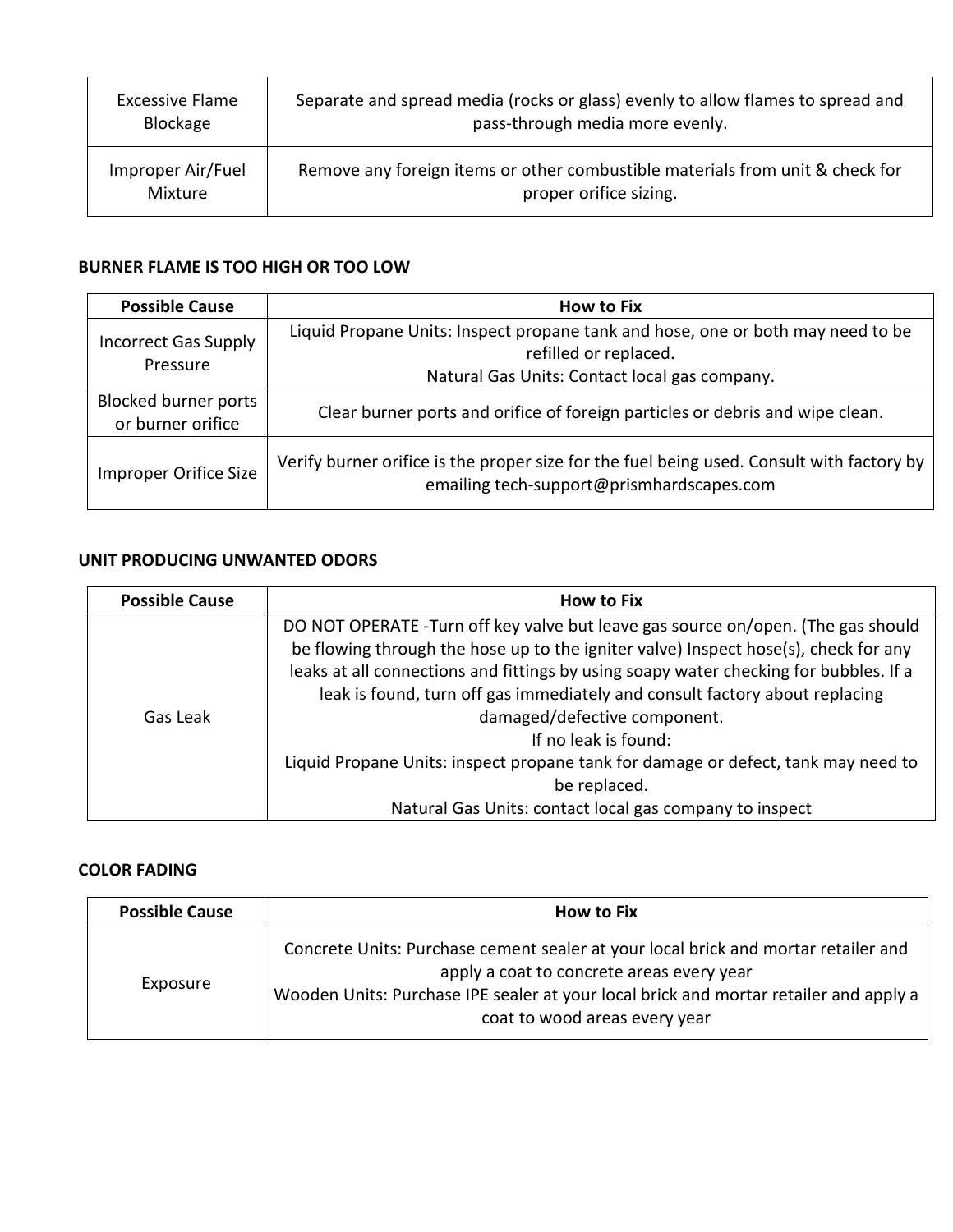| | |
|---|---|
| Excessive Flame Blockage | Separate and spread media (rocks or glass) evenly to allow flames to spread and pass-through media more evenly. |
| Improper Air/Fuel Mixture | Remove any foreign items or other combustible materials from unit & check for proper orifice sizing. |

**BURNER FLAME IS TOO HIGH OR TOO LOW**

| Possible Cause | How to Fix |
|---|---|
| Incorrect Gas Supply Pressure | Liquid Propane Units: Inspect propane tank and hose, one or both may need to be refilled or replaced.<br>Natural Gas Units: Contact local gas company. |
| Blocked burner ports or burner orifice | Clear burner ports and orifice of foreign particles or debris and wipe clean. |
| Improper Orifice Size | Verify burner orifice is the proper size for the fuel being used. Consult with factory by emailing tech-support@prismhardscapes.com |

**UNIT PRODUCING UNWANTED ODORS**

| Possible Cause | How to Fix |
|---|---|
| Gas Leak | DO NOT OPERATE -Turn off key valve but leave gas source on/open. (The gas should be flowing through the hose up to the igniter valve) Inspect hose(s), check for any leaks at all connections and fittings by using soapy water checking for bubbles. If a leak is found, turn off gas immediately and consult factory about replacing damaged/defective component.<br>If no leak is found:<br>Liquid Propane Units: inspect propane tank for damage or defect, tank may need to be replaced.<br>Natural Gas Units: contact local gas company to inspect |

**COLOR FADING**

| Possible Cause | How to Fix |
|---|---|
| Exposure | Concrete Units: Purchase cement sealer at your local brick and mortar retailer and apply a coat to concrete areas every year<br>Wooden Units: Purchase IPE sealer at your local brick and mortar retailer and apply a coat to wood areas every year |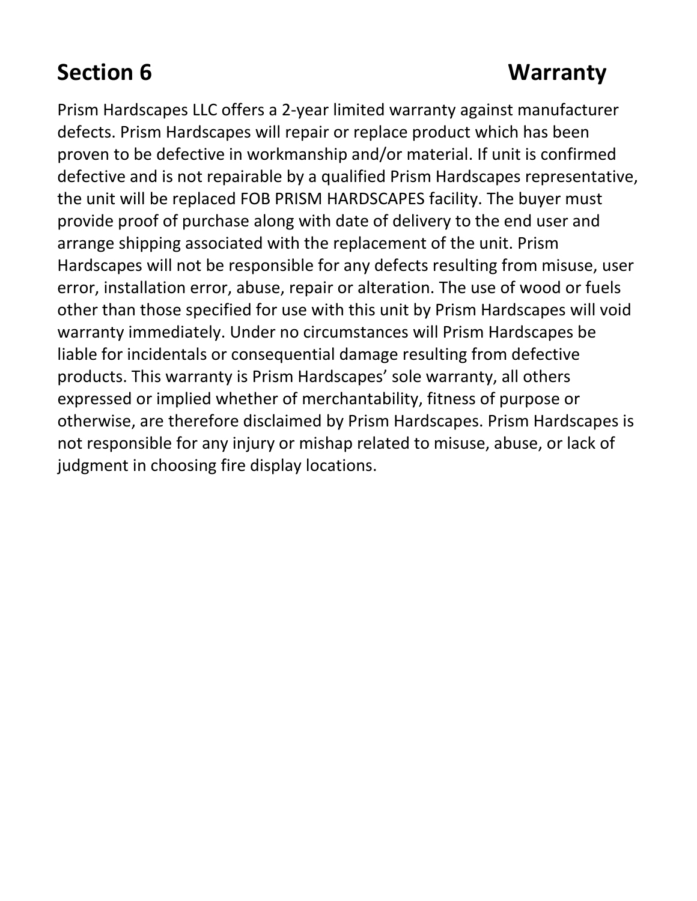## Section 6 Warranty

Prism Hardscapes LLC offers a 2-year limited warranty against manufacturer defects. Prism Hardscapes will repair or replace product which has been proven to be defective in workmanship and/or material. If unit is confirmed defective and is not repairable by a qualified Prism Hardscapes representative, the unit will be replaced FOB PRISM HARDSCAPES facility. The buyer must provide proof of purchase along with date of delivery to the end user and arrange shipping associated with the replacement of the unit. Prism Hardscapes will not be responsible for any defects resulting from misuse, user error, installation error, abuse, repair or alteration. The use of wood or fuels other than those specified for use with this unit by Prism Hardscapes will void warranty immediately. Under no circumstances will Prism Hardscapes be liable for incidentals or consequential damage resulting from defective products. This warranty is Prism Hardscapes' sole warranty, all others expressed or implied whether of merchantability, fitness of purpose or otherwise, are therefore disclaimed by Prism Hardscapes. Prism Hardscapes is not responsible for any injury or mishap related to misuse, abuse, or lack of judgment in choosing fire display locations.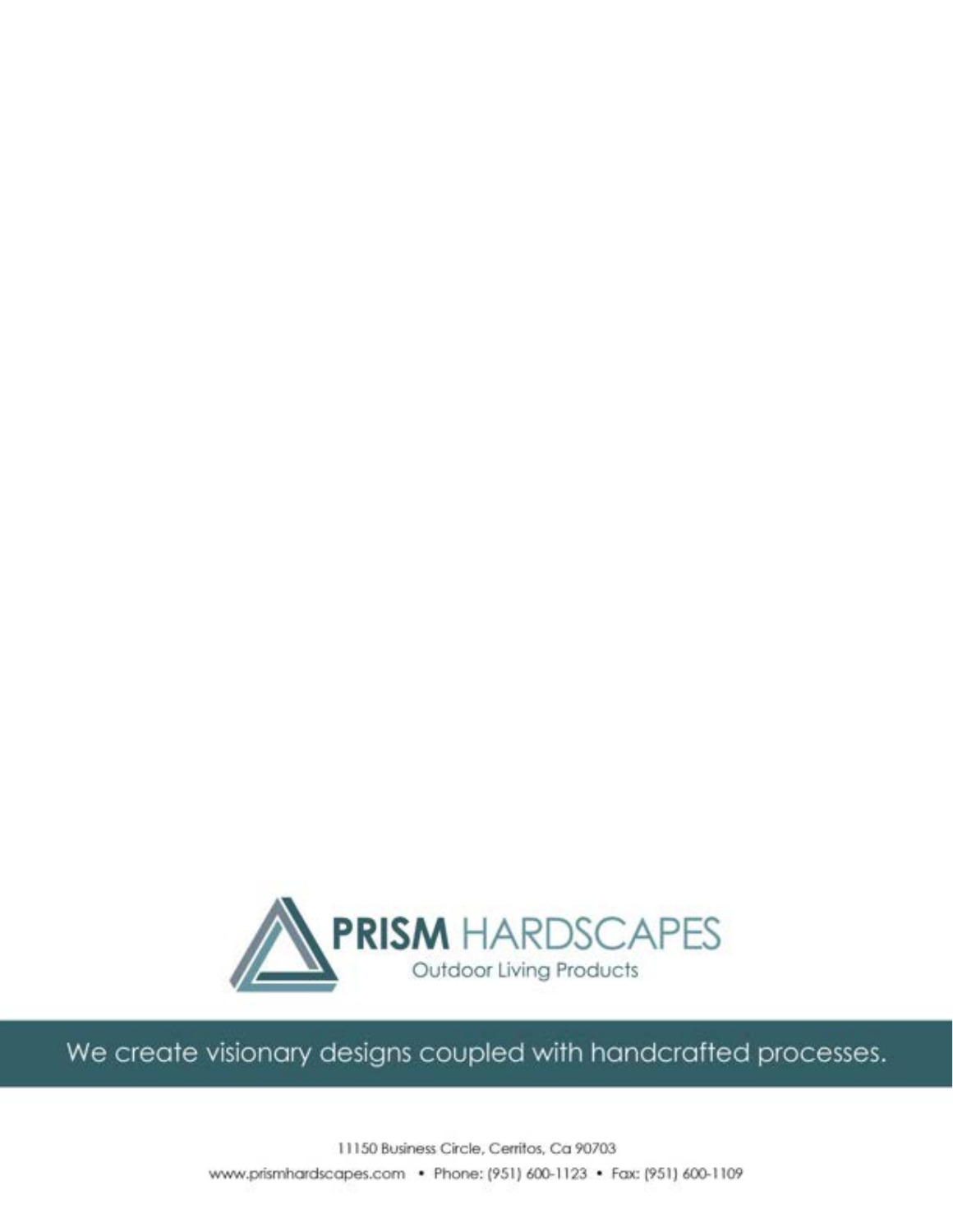**PRISM** HARDSCAPES

Outdoor Living Products

We create visionary designs coupled with handcrafted processes.

11150 Business Circle, Cerritos, Ca 90703

www.prismhardscapes.com • Phone: (951) 600-1123 • Fax: (951) 600-1109